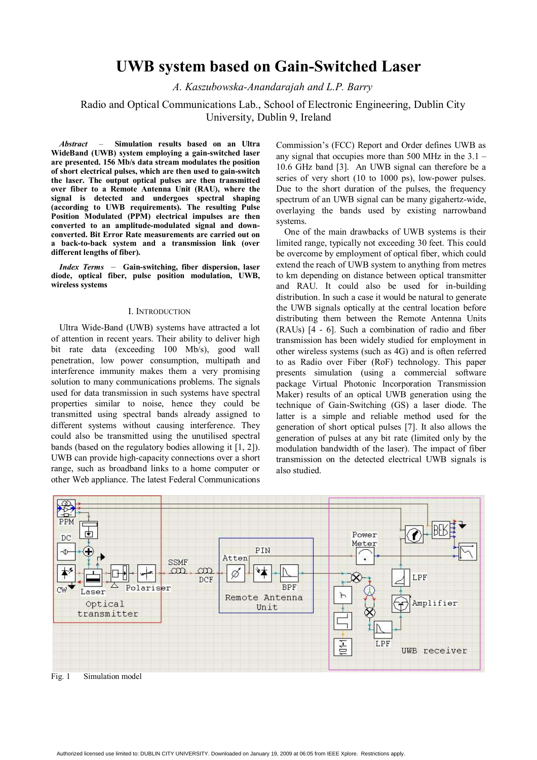# UWB system based on Gain-Switched Laser

*A. Kaszubowska-Anandarajah and L.P. Barry*

Radio and Optical Communications Lab., School of Electronic Engineering, Dublin City University, Dublin 9, Ireland

***Abstract*** – **Simulation results based on an Ultra WideBand (UWB) system employing a gain-switched laser are presented. 156 Mb/s data stream modulates the position of short electrical pulses, which are then used to gain-switch the laser. The output optical pulses are then transmitted over fiber to a Remote Antenna Unit (RAU), where the signal is detected and undergoes spectral shaping (according to UWB requirements). The resulting Pulse Position Modulated (PPM) electrical impulses are then converted to an amplitude-modulated signal and down-converted. Bit Error Rate measurements are carried out on a back-to-back system and a transmission link (over different lengths of fiber).**

***Index Terms*** – **Gain-switching, fiber dispersion, laser diode, optical fiber, pulse position modulation, UWB, wireless systems**

## I. Introduction

Ultra Wide-Band (UWB) systems have attracted a lot of attention in recent years. Their ability to deliver high bit rate data (exceeding 100 Mb/s), good wall penetration, low power consumption, multipath and interference immunity makes them a very promising solution to many communications problems. The signals used for data transmission in such systems have spectral properties similar to noise, hence they could be transmitted using spectral bands already assigned to different systems without causing interference. They could also be transmitted using the unutilised spectral bands (based on the regulatory bodies allowing it [1, 2]). UWB can provide high-capacity connections over a short range, such as broadband links to a home computer or other Web appliance. The latest Federal Communications Commission's (FCC) Report and Order defines UWB as any signal that occupies more than 500 MHz in the 3.1 – 10.6 GHz band [3]. An UWB signal can therefore be a series of very short (10 to 1000 ps), low-power pulses. Due to the short duration of the pulses, the frequency spectrum of an UWB signal can be many gigahertz-wide, overlaying the bands used by existing narrowband systems.

One of the main drawbacks of UWB systems is their limited range, typically not exceeding 30 feet. This could be overcome by employment of optical fiber, which could extend the reach of UWB system to anything from metres to km depending on distance between optical transmitter and RAU. It could also be used for in-building distribution. In such a case it would be natural to generate the UWB signals optically at the central location before distributing them between the Remote Antenna Units (RAUs) [4 - 6]. Such a combination of radio and fiber transmission has been widely studied for employment in other wireless systems (such as 4G) and is often referred to as Radio over Fiber (RoF) technology. This paper presents simulation (using a commercial software package Virtual Photonic Incorporation Transmission Maker) results of an optical UWB generation using the technique of Gain-Switching (GS) a laser diode. The latter is a simple and reliable method used for the generation of short optical pulses [7]. It also allows the generation of pulses at any bit rate (limited only by the modulation bandwidth of the laser). The impact of fiber transmission on the detected electrical UWB signals is also studied.

Fig. 1 Simulation model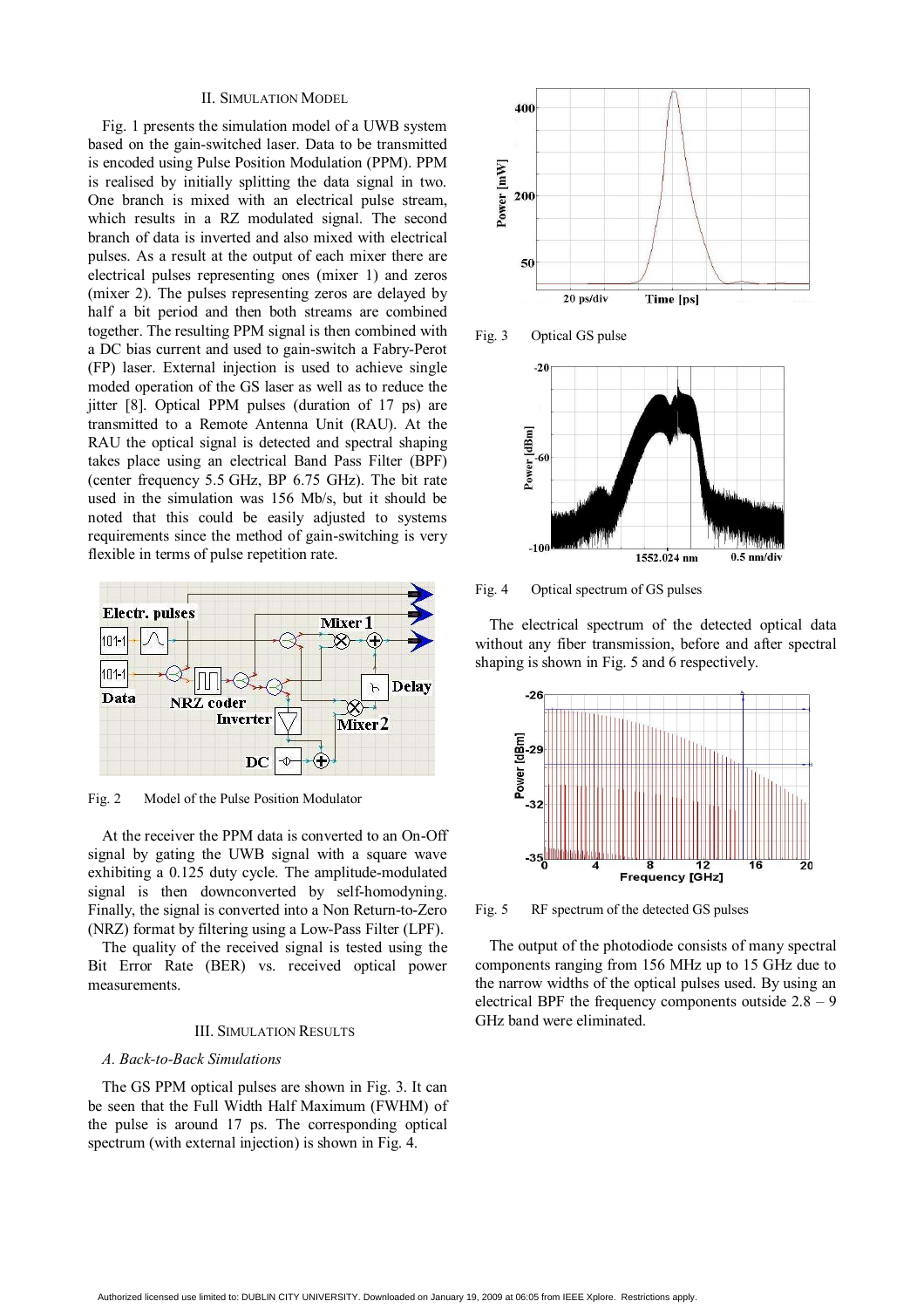## II. Simulation Model

Fig. 1 presents the simulation model of a UWB system based on the gain-switched laser. Data to be transmitted is encoded using Pulse Position Modulation (PPM). PPM is realised by initially splitting the data signal in two. One branch is mixed with an electrical pulse stream, which results in a RZ modulated signal. The second branch of data is inverted and also mixed with electrical pulses. As a result at the output of each mixer there are electrical pulses representing ones (mixer 1) and zeros (mixer 2). The pulses representing zeros are delayed by half a bit period and then both streams are combined together. The resulting PPM signal is then combined with a DC bias current and used to gain-switch a Fabry-Perot (FP) laser. External injection is used to achieve single moded operation of the GS laser as well as to reduce the jitter [8]. Optical PPM pulses (duration of 17 ps) are transmitted to a Remote Antenna Unit (RAU). At the RAU the optical signal is detected and spectral shaping takes place using an electrical Band Pass Filter (BPF) (center frequency 5.5 GHz, BP 6.75 GHz). The bit rate used in the simulation was 156 Mb/s, but it should be noted that this could be easily adjusted to systems requirements since the method of gain-switching is very flexible in terms of pulse repetition rate.

Fig. 2 Model of the Pulse Position Modulator

At the receiver the PPM data is converted to an On-Off signal by gating the UWB signal with a square wave exhibiting a 0.125 duty cycle. The amplitude-modulated signal is then downconverted by self-homodyning. Finally, the signal is converted into a Non Return-to-Zero (NRZ) format by filtering using a Low-Pass Filter (LPF).

The quality of the received signal is tested using the Bit Error Rate (BER) vs. received optical power measurements.

## III. Simulation Results

### *A. Back-to-Back Simulations*

The GS PPM optical pulses are shown in Fig. 3. It can be seen that the Full Width Half Maximum (FWHM) of the pulse is around 17 ps. The corresponding optical spectrum (with external injection) is shown in Fig. 4.

Fig. 3 Optical GS pulse

Fig. 4 Optical spectrum of GS pulses

The electrical spectrum of the detected optical data without any fiber transmission, before and after spectral shaping is shown in Fig. 5 and 6 respectively.

Fig. 5 RF spectrum of the detected GS pulses

The output of the photodiode consists of many spectral components ranging from 156 MHz up to 15 GHz due to the narrow widths of the optical pulses used. By using an electrical BPF the frequency components outside 2.8 – 9 GHz band were eliminated.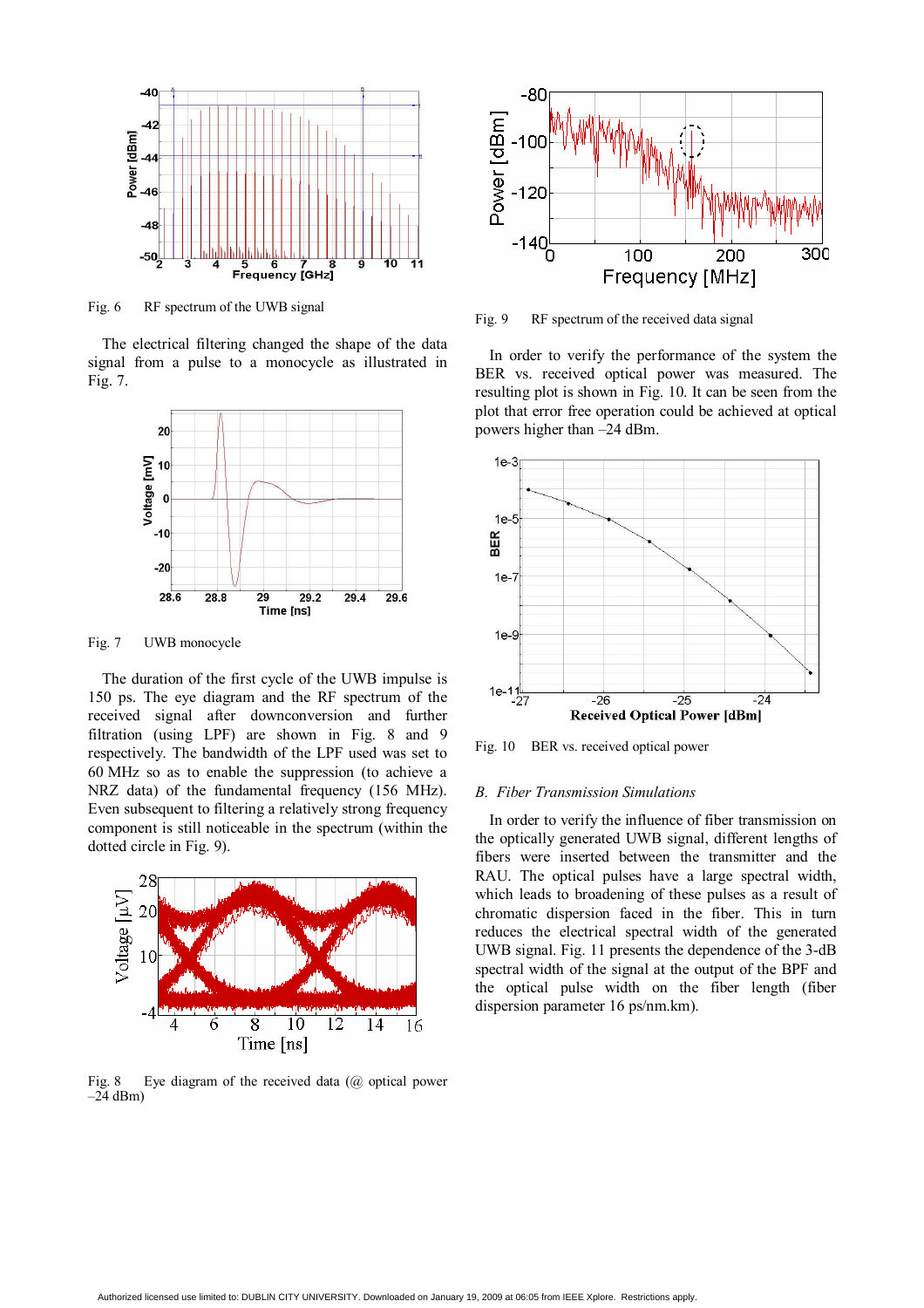Fig. 6 RF spectrum of the UWB signal

The electrical filtering changed the shape of the data signal from a pulse to a monocycle as illustrated in Fig. 7.

Fig. 7 UWB monocycle

The duration of the first cycle of the UWB impulse is 150 ps. The eye diagram and the RF spectrum of the received signal after downconversion and further filtration (using LPF) are shown in Fig. 8 and 9 respectively. The bandwidth of the LPF used was set to 60 MHz so as to enable the suppression (to achieve a NRZ data) of the fundamental frequency (156 MHz). Even subsequent to filtering a relatively strong frequency component is still noticeable in the spectrum (within the dotted circle in Fig. 9).

Fig. 8 Eye diagram of the received data (@ optical power –24 dBm)

Fig. 9 RF spectrum of the received data signal

In order to verify the performance of the system the BER vs. received optical power was measured. The resulting plot is shown in Fig. 10. It can be seen from the plot that error free operation could be achieved at optical powers higher than –24 dBm.

Fig. 10 BER vs. received optical power

### *B. Fiber Transmission Simulations*

In order to verify the influence of fiber transmission on the optically generated UWB signal, different lengths of fibers were inserted between the transmitter and the RAU. The optical pulses have a large spectral width, which leads to broadening of these pulses as a result of chromatic dispersion faced in the fiber. This in turn reduces the electrical spectral width of the generated UWB signal. Fig. 11 presents the dependence of the 3-dB spectral width of the signal at the output of the BPF and the optical pulse width on the fiber length (fiber dispersion parameter 16 ps/nm.km).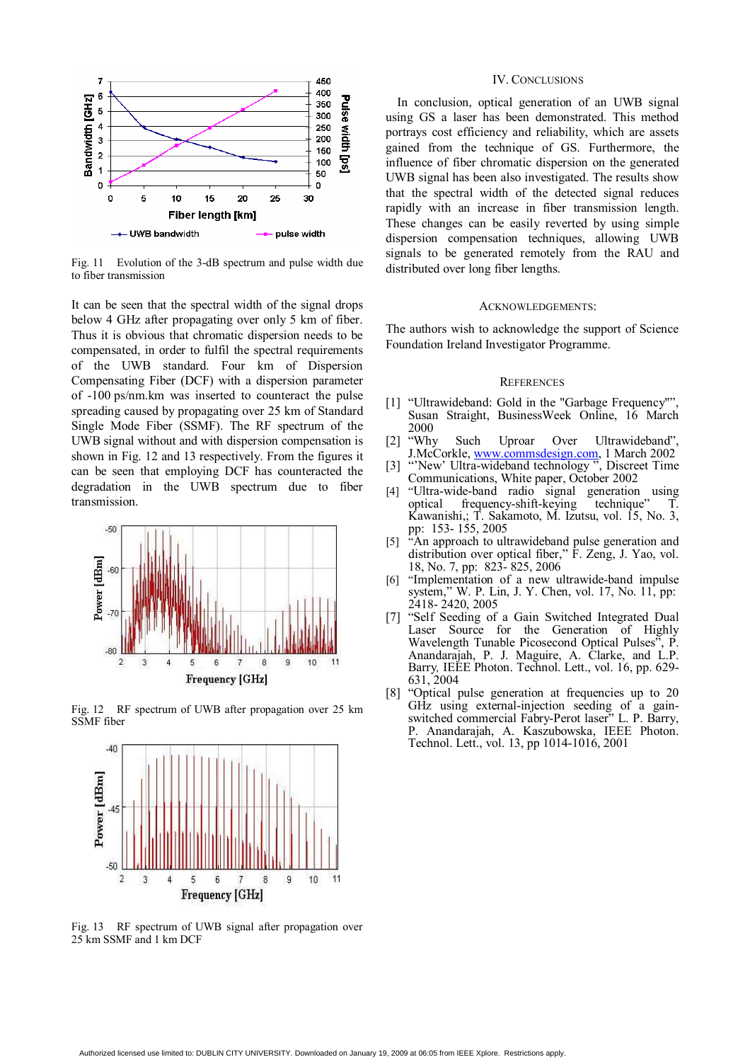Bandwidth [GHz]

Pulse width [ps]

Fiber length [km]

UWB bandwidth

pulse width

Fig. 11 Evolution of the 3-dB spectrum and pulse width due to fiber transmission

It can be seen that the spectral width of the signal drops below 4 GHz after propagating over only 5 km of fiber. Thus it is obvious that chromatic dispersion needs to be compensated, in order to fulfil the spectral requirements of the UWB standard. Four km of Dispersion Compensating Fiber (DCF) with a dispersion parameter of -100 ps/nm.km was inserted to counteract the pulse spreading caused by propagating over 25 km of Standard Single Mode Fiber (SSMF). The RF spectrum of the UWB signal without and with dispersion compensation is shown in Fig. 12 and 13 respectively. From the figures it can be seen that employing DCF has counteracted the degradation in the UWB spectrum due to fiber transmission.

Power [dBm]

Frequency [GHz]

Fig. 12 RF spectrum of UWB after propagation over 25 km SSMF fiber

Power [dBm]

Frequency [GHz]

Fig. 13 RF spectrum of UWB signal after propagation over 25 km SSMF and 1 km DCF

## IV. Conclusions

In conclusion, optical generation of an UWB signal using GS a laser has been demonstrated. This method portrays cost efficiency and reliability, which are assets gained from the technique of GS. Furthermore, the influence of fiber chromatic dispersion on the generated UWB signal has been also investigated. The results show that the spectral width of the detected signal reduces rapidly with an increase in fiber transmission length. These changes can be easily reverted by using simple dispersion compensation techniques, allowing UWB signals to be generated remotely from the RAU and distributed over long fiber lengths.

## Acknowledgements:

The authors wish to acknowledge the support of Science Foundation Ireland Investigator Programme.

## References

[1] "Ultrawideband: Gold in the "Garbage Frequency"", Susan Straight, BusinessWeek Online, 16 March 2000

[2] "Why Such Uproar Over Ultrawideband", J.McCorkle, www.commsdesign.com, 1 March 2002

[3] "'New' Ultra-wideband technology ", Discreet Time Communications, White paper, October 2002

[4] "Ultra-wide-band radio signal generation using optical frequency-shift-keying technique" T. Kawanishi,; T. Sakamoto, M. Izutsu, vol. 15, No. 3, pp: 153- 155, 2005

[5] "An approach to ultrawideband pulse generation and distribution over optical fiber," F. Zeng, J. Yao, vol. 18, No. 7, pp: 823- 825, 2006

[6] "Implementation of a new ultrawide-band impulse system," W. P. Lin, J. Y. Chen, vol. 17, No. 11, pp: 2418- 2420, 2005

[7] "Self Seeding of a Gain Switched Integrated Dual Laser Source for the Generation of Highly Wavelength Tunable Picosecond Optical Pulses", P. Anandarajah, P. J. Maguire, A. Clarke, and L.P. Barry, IEEE Photon. Technol. Lett., vol. 16, pp. 629-631, 2004

[8] "Optical pulse generation at frequencies up to 20 GHz using external-injection seeding of a gain-switched commercial Fabry-Perot laser" L. P. Barry, P. Anandarajah, A. Kaszubowska, IEEE Photon. Technol. Lett., vol. 13, pp 1014-1016, 2001